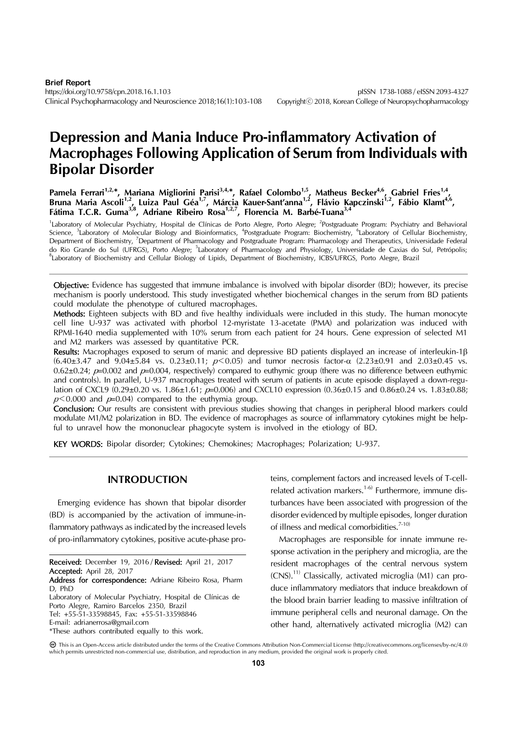**Brief Report**

https://doi.org/10.9758/cpn.2018.16.1.103

pISSN 1738-1088 / eISSN 2093-4327

Clinical Psychopharmacology and Neuroscience 2018;16(1):103-108

Copyrightⓒ 2018, Korean College of Neuropsychopharmacology

# Depression and Mania Induce Pro-inflammatory Activation of Macrophages Following Application of Serum from Individuals with Bipolar Disorder

**Pamela Ferrari[1,2,*], Mariana Migliorini Parisi[3,4,*], Rafael Colombo[1,5], Matheus Becker[4,6], Gabriel Fries[1,4], Bruna Maria Ascoli[1,2], Luiza Paul Géa[1,7], Márcia Kauer-Sant'anna[1,2], Flávio Kapczinski[1,2], Fábio Klamt[4,6], Fátima T.C.R. Guma[3,8], Adriane Ribeiro Rosa[1,2,7], Florencia M. Barbé-Tuana[3,4]**

[1]Laboratory of Molecular Psychiatry, Hospital de Clínicas de Porto Alegre, Porto Alegre; [2]Postgraduate Program: Psychiatry and Behavioral Science, [3]Laboratory of Molecular Biology and Bioinformatics, [4]Postgraduate Program: Biochemistry, [6]Laboratory of Cellular Biochemistry, Department of Biochemistry, [7]Department of Pharmacology and Postgraduate Program: Pharmacology and Therapeutics, Universidade Federal do Rio Grande do Sul (UFRGS), Porto Alegre; [5]Laboratory of Pharmacology and Physiology, Universidade de Caxias do Sul, Petrópolis; [8]Laboratory of Biochemistry and Cellular Biology of Lipids, Department of Biochemistry, ICBS/UFRGS, Porto Alegre, Brazil

**Objective:** Evidence has suggested that immune imbalance is involved with bipolar disorder (BD); however, its precise mechanism is poorly understood. This study investigated whether biochemical changes in the serum from BD patients could modulate the phenotype of cultured macrophages.

**Methods:** Eighteen subjects with BD and five healthy individuals were included in this study. The human monocyte cell line U-937 was activated with phorbol 12-myristate 13-acetate (PMA) and polarization was induced with RPMI-1640 media supplemented with 10% serum from each patient for 24 hours. Gene expression of selected M1 and M2 markers was assessed by quantitative PCR.

**Results:** Macrophages exposed to serum of manic and depressive BD patients displayed an increase of interleukin-1β ($6.40 \pm 3.47$ and $9.04 \pm 5.84$ vs. $0.23 \pm 0.11$; $p < 0.05$) and tumor necrosis factor-α ($2.23 \pm 0.91$ and $2.03 \pm 0.45$ vs. $0.62 \pm 0.24$; $p = 0.002$ and $p = 0.004$, respectively) compared to euthymic group (there was no difference between euthymic and controls). In parallel, U-937 macrophages treated with serum of patients in acute episode displayed a down-regulation of CXCL9 ($0.29 \pm 0.20$ vs. $1.86 \pm 1.61$; $p = 0.006$) and CXCL10 expression ($0.36 \pm 0.15$ and $0.86 \pm 0.24$ vs. $1.83 \pm 0.88$; $p < 0.000$ and $p = 0.04$) compared to the euthymia group.

**Conclusion:** Our results are consistent with previous studies showing that changes in peripheral blood markers could modulate M1/M2 polarization in BD. The evidence of macrophages as source of inflammatory cytokines might be helpful to unravel how the mononuclear phagocyte system is involved in the etiology of BD.

**KEY WORDS:** Bipolar disorder; Cytokines; Chemokines; Macrophages; Polarization; U-937.

## INTRODUCTION

Emerging evidence has shown that bipolar disorder (BD) is accompanied by the activation of immune-inflammatory pathways as indicated by the increased levels of pro-inflammatory cytokines, positive acute-phase proteins, complement factors and increased levels of T-cell-related activation markers.[1-6] Furthermore, immune disturbances have been associated with progression of the disorder evidenced by multiple episodes, longer duration of illness and medical comorbidities.[7-10]

Macrophages are responsible for innate immune response activation in the periphery and microglia, are the resident macrophages of the central nervous system (CNS).[11] Classically, activated microglia (M1) can produce inflammatory mediators that induce breakdown of the blood brain barrier leading to massive infiltration of immune peripheral cells and neuronal damage. On the other hand, alternatively activated microglia (M2) can

**Received:** December 19, 2016 / **Revised:** April 21, 2017

**Accepted:** April 28, 2017

**Address for correspondence:** Adriane Ribeiro Rosa, Pharm D, PhD

Laboratory of Molecular Psychiatry, Hospital de Clínicas de Porto Alegre, Ramiro Barcelos 2350, Brazil

Tel: +55-51-33598845, Fax: +55-51-33598846

E-mail: adrianerrosa@gmail.com

*These authors contributed equally to this work.

This is an Open-Access article distributed under the terms of the Creative Commons Attribution Non-Commercial License (http://creativecommons.org/licenses/by-nc/4.0) which permits unrestricted non-commercial use, distribution, and reproduction in any medium, provided the original work is properly cited.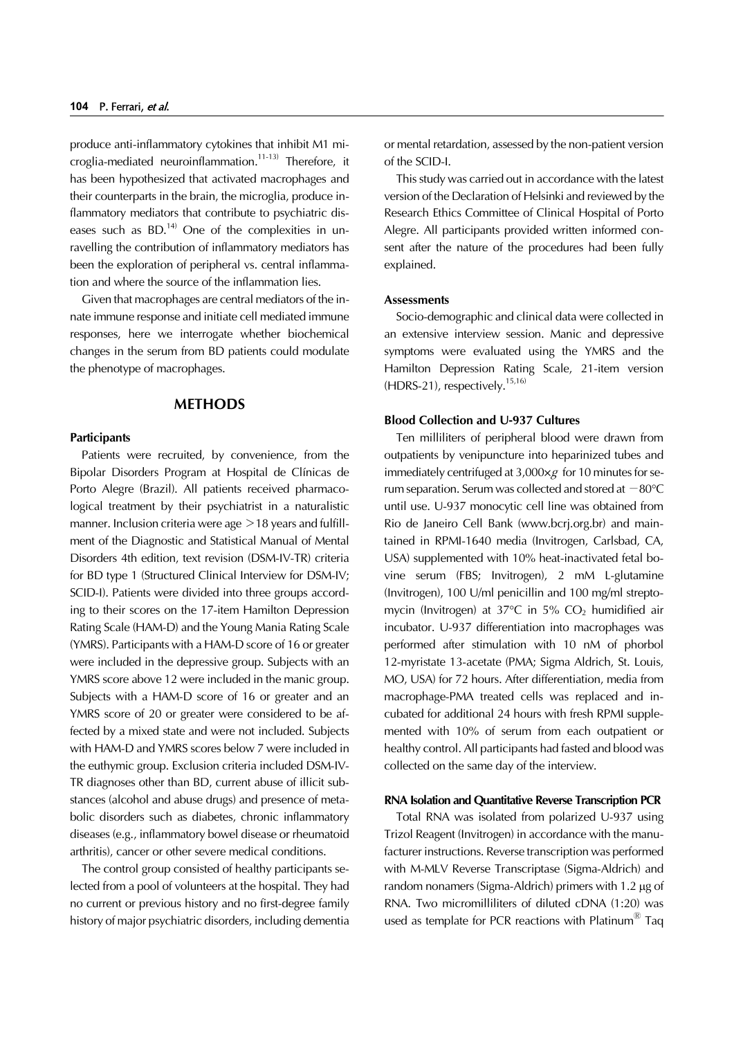produce anti-inflammatory cytokines that inhibit M1 microglia-mediated neuroinflammation.[11-13] Therefore, it has been hypothesized that activated macrophages and their counterparts in the brain, the microglia, produce inflammatory mediators that contribute to psychiatric diseases such as BD.[14] One of the complexities in unravelling the contribution of inflammatory mediators has been the exploration of peripheral vs. central inflammation and where the source of the inflammation lies.

Given that macrophages are central mediators of the innate immune response and initiate cell mediated immune responses, here we interrogate whether biochemical changes in the serum from BD patients could modulate the phenotype of macrophages.

## METHODS

### Participants

Patients were recruited, by convenience, from the Bipolar Disorders Program at Hospital de Clínicas de Porto Alegre (Brazil). All patients received pharmacological treatment by their psychiatrist in a naturalistic manner. Inclusion criteria were age >18 years and fulfillment of the Diagnostic and Statistical Manual of Mental Disorders 4th edition, text revision (DSM-IV-TR) criteria for BD type 1 (Structured Clinical Interview for DSM-IV; SCID-I). Patients were divided into three groups according to their scores on the 17-item Hamilton Depression Rating Scale (HAM-D) and the Young Mania Rating Scale (YMRS). Participants with a HAM-D score of 16 or greater were included in the depressive group. Subjects with an YMRS score above 12 were included in the manic group. Subjects with a HAM-D score of 16 or greater and an YMRS score of 20 or greater were considered to be affected by a mixed state and were not included. Subjects with HAM-D and YMRS scores below 7 were included in the euthymic group. Exclusion criteria included DSM-IV-TR diagnoses other than BD, current abuse of illicit substances (alcohol and abuse drugs) and presence of metabolic disorders such as diabetes, chronic inflammatory diseases (e.g., inflammatory bowel disease or rheumatoid arthritis), cancer or other severe medical conditions.

The control group consisted of healthy participants selected from a pool of volunteers at the hospital. They had no current or previous history and no first-degree family history of major psychiatric disorders, including dementia or mental retardation, assessed by the non-patient version of the SCID-I.

This study was carried out in accordance with the latest version of the Declaration of Helsinki and reviewed by the Research Ethics Committee of Clinical Hospital of Porto Alegre. All participants provided written informed consent after the nature of the procedures had been fully explained.

### Assessments

Socio-demographic and clinical data were collected in an extensive interview session. Manic and depressive symptoms were evaluated using the YMRS and the Hamilton Depression Rating Scale, 21-item version (HDRS-21), respectively.[15,16]

### Blood Collection and U-937 Cultures

Ten milliliters of peripheral blood were drawn from outpatients by venipuncture into heparinized tubes and immediately centrifuged at 3,000×*g* for 10 minutes for serum separation. Serum was collected and stored at −80°C until use. U-937 monocytic cell line was obtained from Rio de Janeiro Cell Bank (www.bcrj.org.br) and maintained in RPMI-1640 media (Invitrogen, Carlsbad, CA, USA) supplemented with 10% heat-inactivated fetal bovine serum (FBS; Invitrogen), 2 mM L-glutamine (Invitrogen), 100 U/ml penicillin and 100 mg/ml streptomycin (Invitrogen) at 37°C in 5% $CO_2$ humidified air incubator. U-937 differentiation into macrophages was performed after stimulation with 10 nM of phorbol 12-myristate 13-acetate (PMA; Sigma Aldrich, St. Louis, MO, USA) for 72 hours. After differentiation, media from macrophage-PMA treated cells was replaced and incubated for additional 24 hours with fresh RPMI supplemented with 10% of serum from each outpatient or healthy control. All participants had fasted and blood was collected on the same day of the interview.

### RNA Isolation and Quantitative Reverse Transcription PCR

Total RNA was isolated from polarized U-937 using Trizol Reagent (Invitrogen) in accordance with the manufacturer instructions. Reverse transcription was performed with M-MLV Reverse Transcriptase (Sigma-Aldrich) and random nonamers (Sigma-Aldrich) primers with 1.2 μg of RNA. Two micromilliliters of diluted cDNA (1:20) was used as template for PCR reactions with Platinum® Taq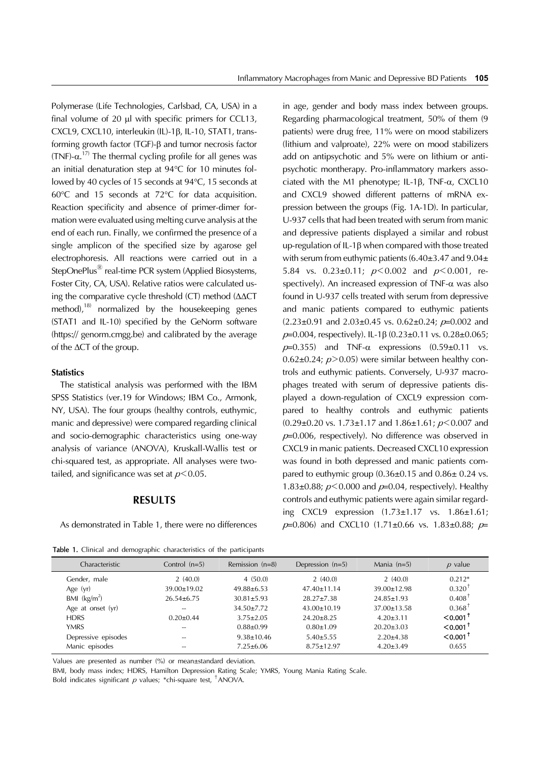Polymerase (Life Technologies, Carlsbad, CA, USA) in a final volume of 20 μl with specific primers for CCL13, CXCL9, CXCL10, interleukin (IL)-1β, IL-10, STAT1, transforming growth factor (TGF)-β and tumor necrosis factor (TNF)-α.[17] The thermal cycling profile for all genes was an initial denaturation step at 94°C for 10 minutes followed by 40 cycles of 15 seconds at 94°C, 15 seconds at 60°C and 15 seconds at 72°C for data acquisition. Reaction specificity and absence of primer-dimer formation were evaluated using melting curve analysis at the end of each run. Finally, we confirmed the presence of a single amplicon of the specified size by agarose gel electrophoresis. All reactions were carried out in a StepOnePlus® real-time PCR system (Applied Biosystems, Foster City, CA, USA). Relative ratios were calculated using the comparative cycle threshold (CT) method (ΔΔCT method),[18] normalized by the housekeeping genes (STAT1 and IL-10) specified by the GeNorm software (https:// genorm.cmgg.be) and calibrated by the average of the ΔCT of the group.

### Statistics

The statistical analysis was performed with the IBM SPSS Statistics (ver.19 for Windows; IBM Co., Armonk, NY, USA). The four groups (healthy controls, euthymic, manic and depressive) were compared regarding clinical and socio-demographic characteristics using one-way analysis of variance (ANOVA), Kruskall-Wallis test or chi-squared test, as appropriate. All analyses were two-tailed, and significance was set at $p<0.05$.

## RESULTS

As demonstrated in Table 1, there were no differences in age, gender and body mass index between groups. Regarding pharmacological treatment, 50% of them (9 patients) were drug free, 11% were on mood stabilizers (lithium and valproate), 22% were on mood stabilizers add on antipsychotic and 5% were on lithium or antipsychotic montherapy. Pro-inflammatory markers associated with the M1 phenotype; IL-1β, TNF-α, CXCL10 and CXCL9 showed different patterns of mRNA expression between the groups (Fig. 1A-1D). In particular, U-937 cells that had been treated with serum from manic and depressive patients displayed a similar and robust up-regulation of IL-1β when compared with those treated with serum from euthymic patients (6.40±3.47 and 9.04±5.84 vs. 0.23±0.11; $p<0.002$ and $p<0.001$, respectively). An increased expression of TNF-α was also found in U-937 cells treated with serum from depressive and manic patients compared to euthymic patients (2.23±0.91 and 2.03±0.45 vs. 0.62±0.24; $p$=0.002 and $p$=0.004, respectively). IL-1β (0.23±0.11 vs. 0.28±0.065; $p$=0.355) and TNF-α expressions (0.59±0.11 vs. 0.62±0.24; $p>0.05$) were similar between healthy controls and euthymic patients. Conversely, U-937 macrophages treated with serum of depressive patients displayed a down-regulation of CXCL9 expression compared to healthy controls and euthymic patients (0.29±0.20 vs. 1.73±1.17 and 1.86±1.61; $p<0.007$ and $p$=0.006, respectively). No difference was observed in CXCL9 in manic patients. Decreased CXCL10 expression was found in both depressed and manic patients compared to euthymic group (0.36±0.15 and 0.86± 0.24 vs. 1.83±0.88; $p<0.000$ and $p$=0.04, respectively). Healthy controls and euthymic patients were again similar regarding CXCL9 expression (1.73±1.17 vs. 1.86±1.61; $p$=0.806) and CXCL10 (1.71±0.66 vs. 1.83±0.88; $p$=

**Table 1.** Clinical and demographic characteristics of the participants

| Characteristic | Control (n=5) | Remission (n=8) | Depression (n=5) | Mania (n=5) | $p$ value |
|---|---|---|---|---|---|
| Gender, male | 2 (40.0) | 4 (50.0) | 2 (40.0) | 2 (40.0) | 0.212* |
| Age (yr) | 39.00±19.02 | 49.88±6.53 | 47.40±11.14 | 39.00±12.98 | 0.320† |
| BMI (kg/m$^2$) | 26.54±6.75 | 30.81±5.93 | 28.27±7.38 | 24.85±1.93 | 0.408† |
| Age at onset (yr) | -- | 34.50±7.72 | 43.00±10.19 | 37.00±13.58 | 0.368† |
| HDRS | 0.20±0.44 | 3.75±2.05 | 24.20±8.25 | 4.20±3.11 | **<0.001†** |
| YMRS | -- | 0.88±0.99 | 0.80±1.09 | 20.20±3.03 | **<0.001†** |
| Depressive episodes | -- | 9.38±10.46 | 5.40±5.55 | 2.20±4.38 | **<0.001†** |
| Manic episodes | -- | 7.25±6.06 | 8.75±12.97 | 4.20±3.49 | 0.655 |

Values are presented as number (%) or mean±standard deviation.

BMI, body mass index; HDRS, Hamilton Depression Rating Scale; YMRS, Young Mania Rating Scale.

Bold indicates significant $p$ values; *chi-square test, †ANOVA.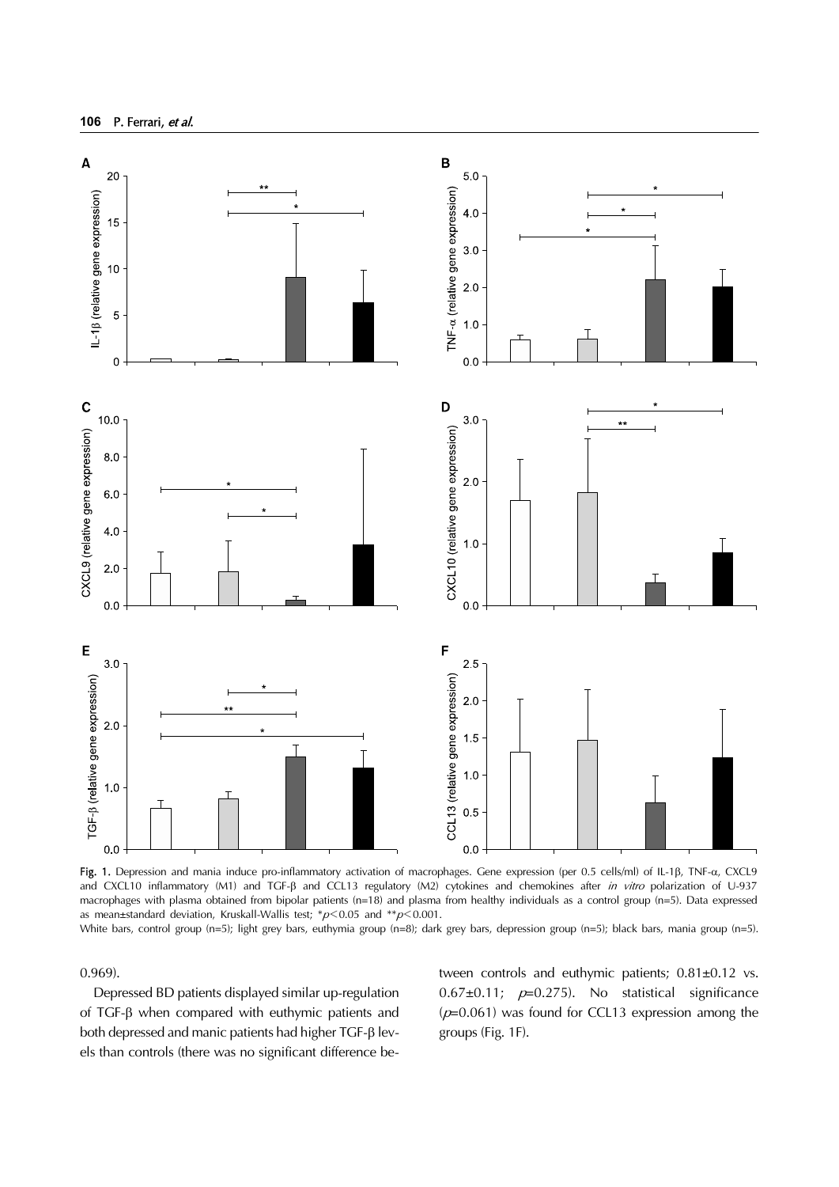Fig. 1. Depression and mania induce pro-inflammatory activation of macrophages. Gene expression (per 0.5 cells/ml) of IL-1β, TNF-α, CXCL9 and CXCL10 inflammatory (M1) and TGF-β and CCL13 regulatory (M2) cytokines and chemokines after *in vitro* polarization of U-937 macrophages with plasma obtained from bipolar patients (n=18) and plasma from healthy individuals as a control group (n=5). Data expressed as mean±standard deviation, Kruskall-Wallis test; $^{*}p<0.05$ and $^{**}p<0.001$.
White bars, control group (n=5); light grey bars, euthymia group (n=8); dark grey bars, depression group (n=5); black bars, mania group (n=5).

0.969).

Depressed BD patients displayed similar up-regulation of TGF-β when compared with euthymic patients and both depressed and manic patients had higher TGF-β levels than controls (there was no significant difference between controls and euthymic patients; 0.81±0.12 vs. 0.67±0.11; $p$=0.275). No statistical significance ($p$=0.061) was found for CCL13 expression among the groups (Fig. 1F).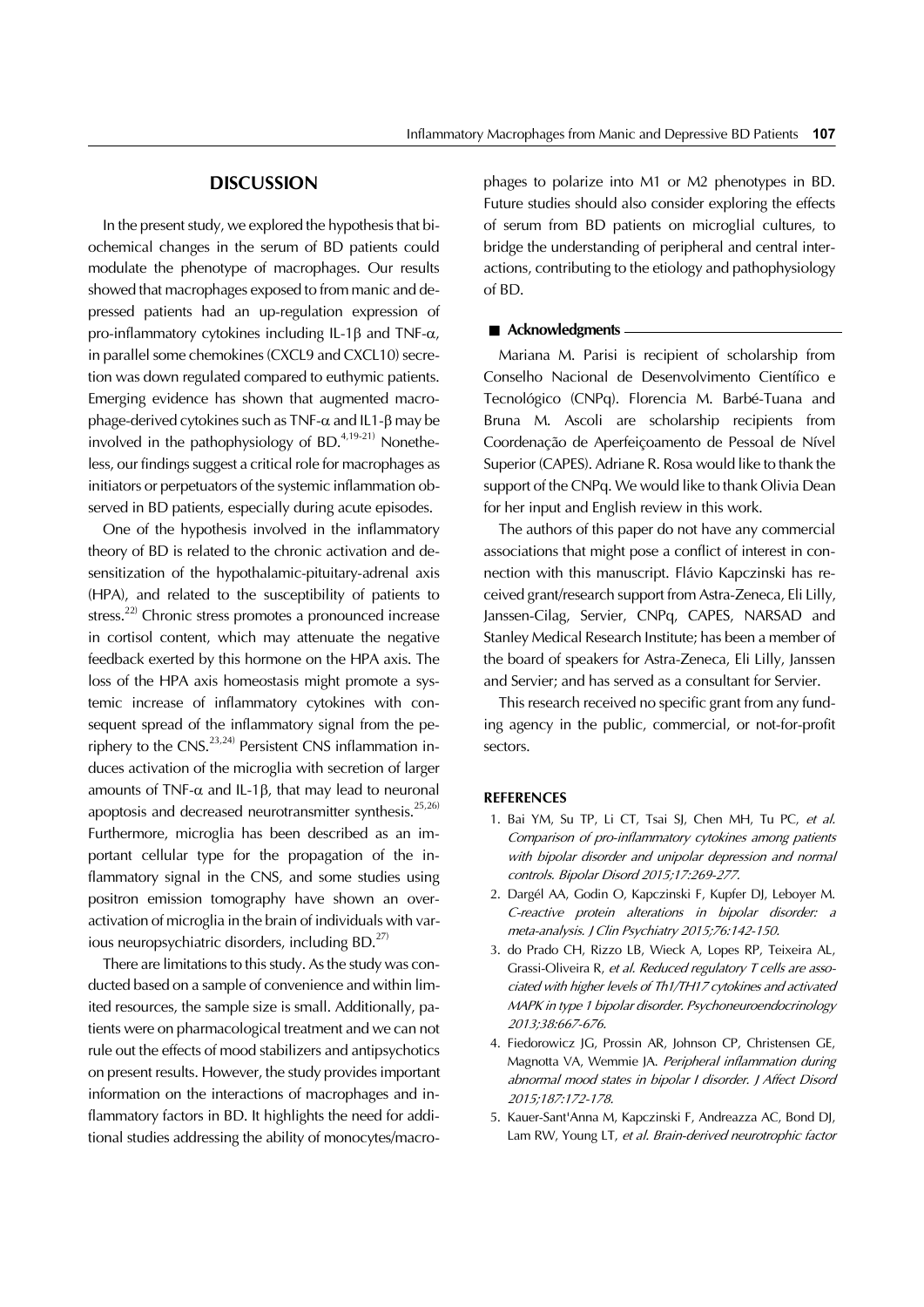## DISCUSSION

In the present study, we explored the hypothesis that biochemical changes in the serum of BD patients could modulate the phenotype of macrophages. Our results showed that macrophages exposed to from manic and depressed patients had an up-regulation expression of pro-inflammatory cytokines including IL-1$\beta$ and TNF-$\alpha$, in parallel some chemokines (CXCL9 and CXCL10) secretion was down regulated compared to euthymic patients. Emerging evidence has shown that augmented macrophage-derived cytokines such as TNF-$\alpha$ and IL1-$\beta$ may be involved in the pathophysiology of BD.[4,19-21] Nonetheless, our findings suggest a critical role for macrophages as initiators or perpetuators of the systemic inflammation observed in BD patients, especially during acute episodes.

One of the hypothesis involved in the inflammatory theory of BD is related to the chronic activation and desensitization of the hypothalamic-pituitary-adrenal axis (HPA), and related to the susceptibility of patients to stress.[22] Chronic stress promotes a pronounced increase in cortisol content, which may attenuate the negative feedback exerted by this hormone on the HPA axis. The loss of the HPA axis homeostasis might promote a systemic increase of inflammatory cytokines with consequent spread of the inflammatory signal from the periphery to the CNS.[23,24] Persistent CNS inflammation induces activation of the microglia with secretion of larger amounts of TNF-$\alpha$ and IL-1$\beta$, that may lead to neuronal apoptosis and decreased neurotransmitter synthesis.[25,26] Furthermore, microglia has been described as an important cellular type for the propagation of the inflammatory signal in the CNS, and some studies using positron emission tomography have shown an over-activation of microglia in the brain of individuals with various neuropsychiatric disorders, including BD.[27]

There are limitations to this study. As the study was conducted based on a sample of convenience and within limited resources, the sample size is small. Additionally, patients were on pharmacological treatment and we can not rule out the effects of mood stabilizers and antipsychotics on present results. However, the study provides important information on the interactions of macrophages and inflammatory factors in BD. It highlights the need for additional studies addressing the ability of monocytes/macrophages to polarize into M1 or M2 phenotypes in BD. Future studies should also consider exploring the effects of serum from BD patients on microglial cultures, to bridge the understanding of peripheral and central interactions, contributing to the etiology and pathophysiology of BD.

### Acknowledgments

Mariana M. Parisi is recipient of scholarship from Conselho Nacional de Desenvolvimento Científico e Tecnológico (CNPq). Florencia M. Barbé-Tuana and Bruna M. Ascoli are scholarship recipients from Coordenação de Aperfeiçoamento de Pessoal de Nível Superior (CAPES). Adriane R. Rosa would like to thank the support of the CNPq. We would like to thank Olivia Dean for her input and English review in this work.

The authors of this paper do not have any commercial associations that might pose a conflict of interest in connection with this manuscript. Flávio Kapczinski has received grant/research support from Astra-Zeneca, Eli Lilly, Janssen-Cilag, Servier, CNPq, CAPES, NARSAD and Stanley Medical Research Institute; has been a member of the board of speakers for Astra-Zeneca, Eli Lilly, Janssen and Servier; and has served as a consultant for Servier.

This research received no specific grant from any funding agency in the public, commercial, or not-for-profit sectors.

## REFERENCES

1. Bai YM, Su TP, Li CT, Tsai SJ, Chen MH, Tu PC, *et al. Comparison of pro-inflammatory cytokines among patients with bipolar disorder and unipolar depression and normal controls. Bipolar Disord 2015;17:269-277.*
2. Dargél AA, Godin O, Kapczinski F, Kupfer DJ, Leboyer M. *C-reactive protein alterations in bipolar disorder: a meta-analysis. J Clin Psychiatry 2015;76:142-150.*
3. do Prado CH, Rizzo LB, Wieck A, Lopes RP, Teixeira AL, Grassi-Oliveira R, *et al. Reduced regulatory T cells are associated with higher levels of Th1/TH17 cytokines and activated MAPK in type 1 bipolar disorder. Psychoneuroendocrinology 2013;38:667-676.*
4. Fiedorowicz JG, Prossin AR, Johnson CP, Christensen GE, Magnotta VA, Wemmie JA. *Peripheral inflammation during abnormal mood states in bipolar I disorder. J Affect Disord 2015;187:172-178.*
5. Kauer-Sant'Anna M, Kapczinski F, Andreazza AC, Bond DJ, Lam RW, Young LT, *et al. Brain-derived neurotrophic factor*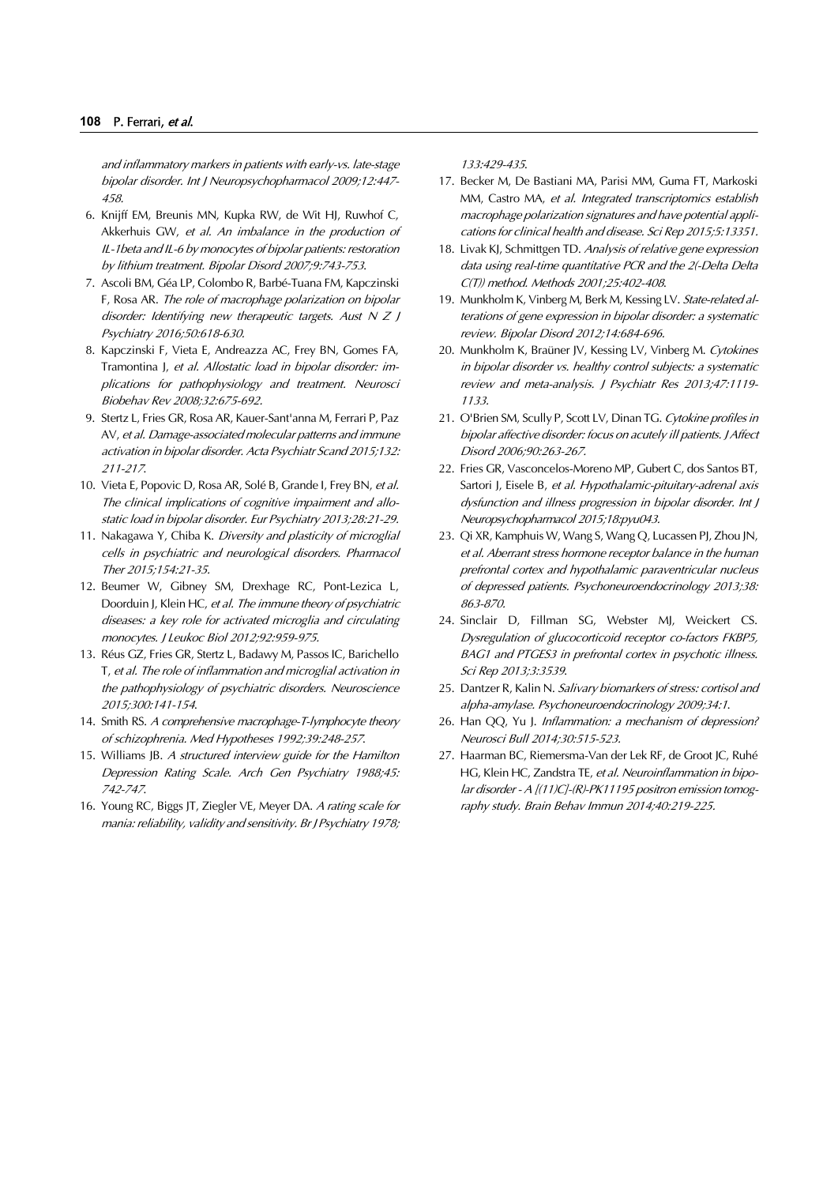and inflammatory markers in patients with early-vs. late-stage bipolar disorder. Int J Neuropsychopharmacol 2009;12:447-458.

6. Knijff EM, Breunis MN, Kupka RW, de Wit HJ, Ruwhof C, Akkerhuis GW, *et al.* *An imbalance in the production of IL-1beta and IL-6 by monocytes of bipolar patients: restoration by lithium treatment. Bipolar Disord 2007;9:743-753.*
7. Ascoli BM, Géa LP, Colombo R, Barbé-Tuana FM, Kapczinski F, Rosa AR. *The role of macrophage polarization on bipolar disorder: Identifying new therapeutic targets. Aust N Z J Psychiatry 2016;50:618-630.*
8. Kapczinski F, Vieta E, Andreazza AC, Frey BN, Gomes FA, Tramontina J, *et al.* *Allostatic load in bipolar disorder: implications for pathophysiology and treatment. Neurosci Biobehav Rev 2008;32:675-692.*
9. Stertz L, Fries GR, Rosa AR, Kauer-Sant'anna M, Ferrari P, Paz AV, *et al.* *Damage-associated molecular patterns and immune activation in bipolar disorder. Acta Psychiatr Scand 2015;132: 211-217.*
10. Vieta E, Popovic D, Rosa AR, Solé B, Grande I, Frey BN, *et al.* *The clinical implications of cognitive impairment and allostatic load in bipolar disorder. Eur Psychiatry 2013;28:21-29.*
11. Nakagawa Y, Chiba K. *Diversity and plasticity of microglial cells in psychiatric and neurological disorders. Pharmacol Ther 2015;154:21-35.*
12. Beumer W, Gibney SM, Drexhage RC, Pont-Lezica L, Doorduin J, Klein HC, *et al.* *The immune theory of psychiatric diseases: a key role for activated microglia and circulating monocytes. J Leukoc Biol 2012;92:959-975.*
13. Réus GZ, Fries GR, Stertz L, Badawy M, Passos IC, Barichello T, *et al.* *The role of inflammation and microglial activation in the pathophysiology of psychiatric disorders. Neuroscience 2015;300:141-154.*
14. Smith RS. *A comprehensive macrophage-T-lymphocyte theory of schizophrenia. Med Hypotheses 1992;39:248-257.*
15. Williams JB. *A structured interview guide for the Hamilton Depression Rating Scale. Arch Gen Psychiatry 1988;45: 742-747.*
16. Young RC, Biggs JT, Ziegler VE, Meyer DA. *A rating scale for mania: reliability, validity and sensitivity. Br J Psychiatry 1978; 133:429-435.*
17. Becker M, De Bastiani MA, Parisi MM, Guma FT, Markoski MM, Castro MA, *et al.* *Integrated transcriptomics establish macrophage polarization signatures and have potential applications for clinical health and disease. Sci Rep 2015;5:13351.*
18. Livak KJ, Schmittgen TD. *Analysis of relative gene expression data using real-time quantitative PCR and the 2(-Delta Delta C(T)) method. Methods 2001;25:402-408.*
19. Munkholm K, Vinberg M, Berk M, Kessing LV. *State-related alterations of gene expression in bipolar disorder: a systematic review. Bipolar Disord 2012;14:684-696.*
20. Munkholm K, Braüner JV, Kessing LV, Vinberg M. *Cytokines in bipolar disorder vs. healthy control subjects: a systematic review and meta-analysis. J Psychiatr Res 2013;47:1119-1133.*
21. O'Brien SM, Scully P, Scott LV, Dinan TG. *Cytokine profiles in bipolar affective disorder: focus on acutely ill patients. J Affect Disord 2006;90:263-267.*
22. Fries GR, Vasconcelos-Moreno MP, Gubert C, dos Santos BT, Sartori J, Eisele B, *et al.* *Hypothalamic-pituitary-adrenal axis dysfunction and illness progression in bipolar disorder. Int J Neuropsychopharmacol 2015;18;pyu043.*
23. Qi XR, Kamphuis W, Wang S, Wang Q, Lucassen PJ, Zhou JN, *et al.* *Aberrant stress hormone receptor balance in the human prefrontal cortex and hypothalamic paraventricular nucleus of depressed patients. Psychoneuroendocrinology 2013;38: 863-870.*
24. Sinclair D, Fillman SG, Webster MJ, Weickert CS. *Dysregulation of glucocorticoid receptor co-factors FKBP5, BAG1 and PTGES3 in prefrontal cortex in psychotic illness. Sci Rep 2013;3:3539.*
25. Dantzer R, Kalin N. *Salivary biomarkers of stress: cortisol and alpha-amylase. Psychoneuroendocrinology 2009;34:1.*
26. Han QQ, Yu J. *Inflammation: a mechanism of depression? Neurosci Bull 2014;30:515-523.*
27. Haarman BC, Riemersma-Van der Lek RF, de Groot JC, Ruhé HG, Klein HC, Zandstra TE, *et al.* *Neuroinflammation in bipolar disorder - A [(11)C]-(R)-PK11195 positron emission tomography study. Brain Behav Immun 2014;40:219-225.*